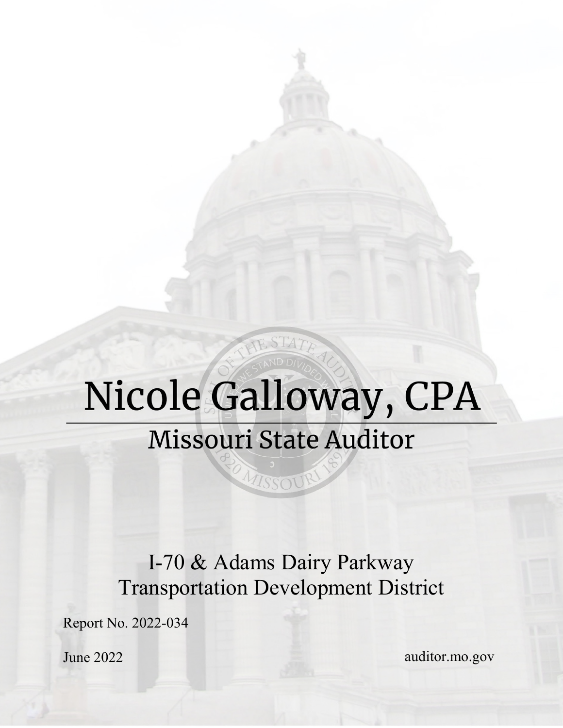# Nicole Galloway, CPA

## Missouri State Auditor

I-70 & Adams Dairy Parkway
Transportation Development District

Report No. 2022-034

June 2022

auditor.mo.gov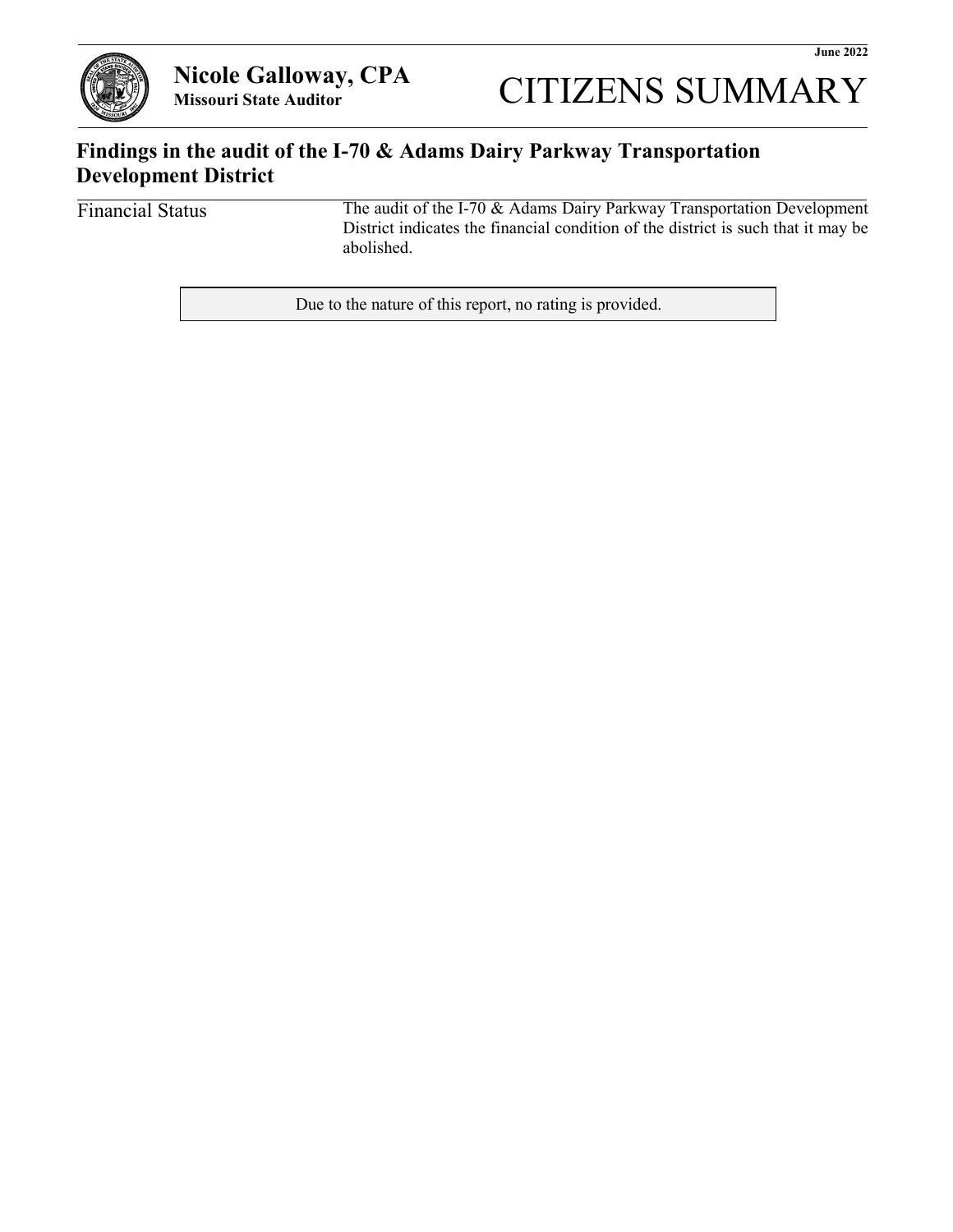June 2022

**Nicole Galloway, CPA**
**Missouri State Auditor**

# CITIZENS SUMMARY

## Findings in the audit of the I-70 & Adams Dairy Parkway Transportation Development District

| Financial Status | The audit of the I-70 & Adams Dairy Parkway Transportation Development District indicates the financial condition of the district is such that it may be abolished. |
|---|---|

Due to the nature of this report, no rating is provided.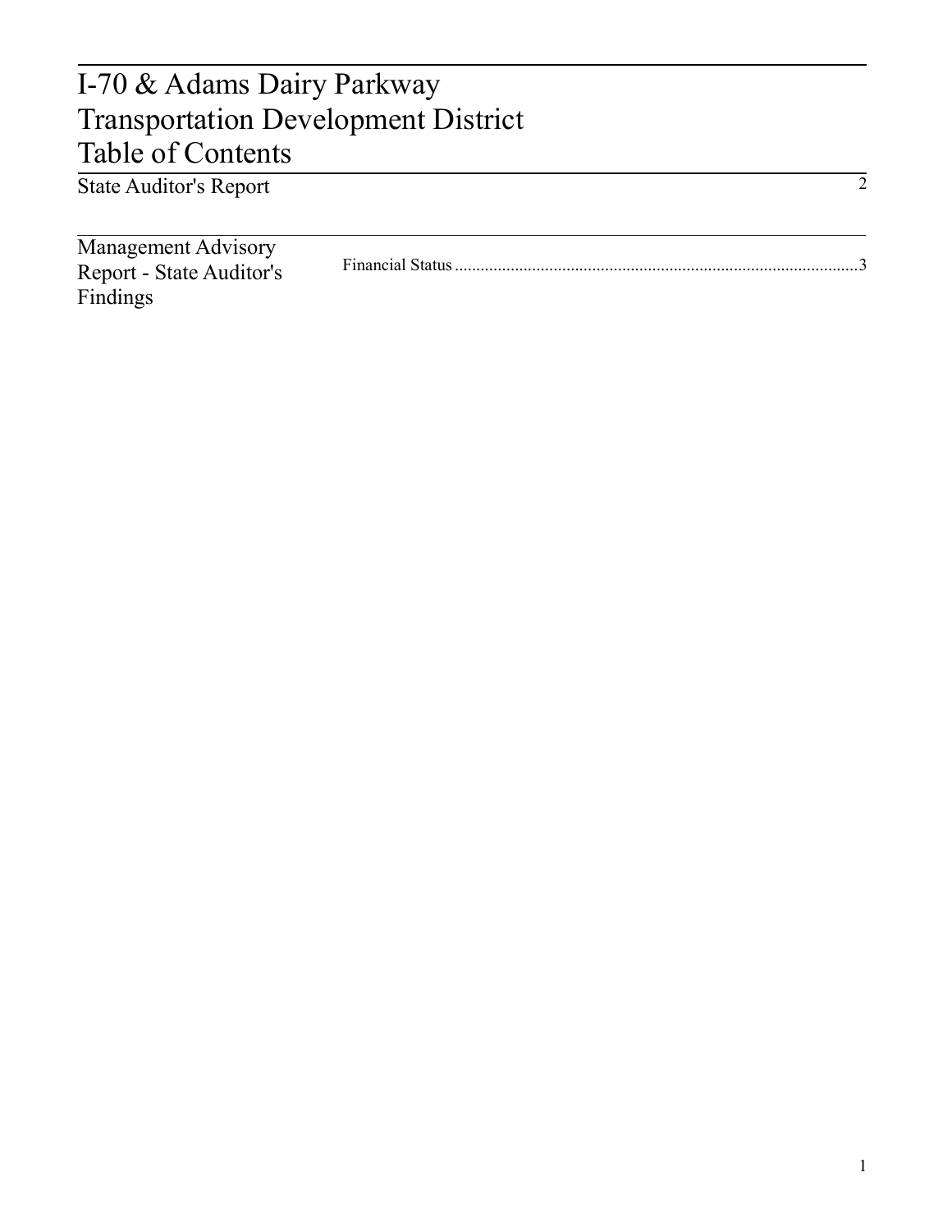# I-70 & Adams Dairy Parkway Transportation Development District Table of Contents

| | | |
|---|---|---|
| State Auditor's Report | | 2 |
| Management Advisory Report - State Auditor's Findings | Financial Status | 3 |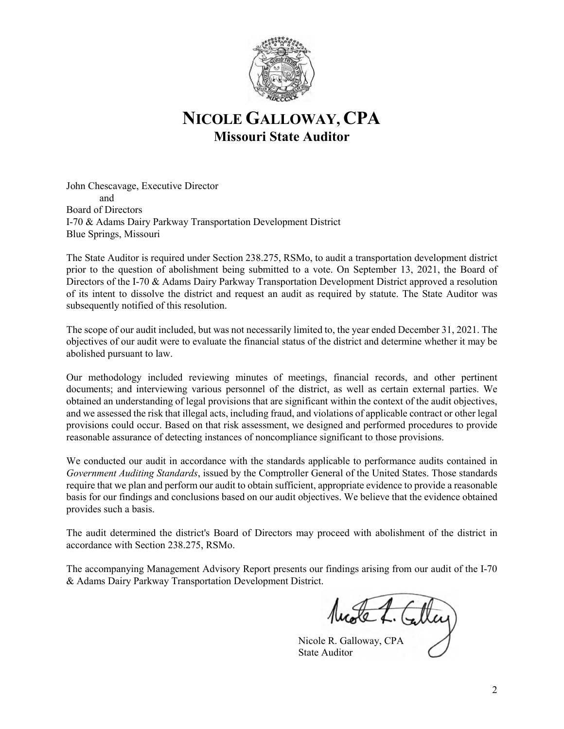# NICOLE GALLOWAY, CPA

## Missouri State Auditor

John Chescavage, Executive Director
and
Board of Directors
I-70 & Adams Dairy Parkway Transportation Development District
Blue Springs, Missouri

The State Auditor is required under Section 238.275, RSMo, to audit a transportation development district prior to the question of abolishment being submitted to a vote. On September 13, 2021, the Board of Directors of the I-70 & Adams Dairy Parkway Transportation Development District approved a resolution of its intent to dissolve the district and request an audit as required by statute. The State Auditor was subsequently notified of this resolution.

The scope of our audit included, but was not necessarily limited to, the year ended December 31, 2021. The objectives of our audit were to evaluate the financial status of the district and determine whether it may be abolished pursuant to law.

Our methodology included reviewing minutes of meetings, financial records, and other pertinent documents; and interviewing various personnel of the district, as well as certain external parties. We obtained an understanding of legal provisions that are significant within the context of the audit objectives, and we assessed the risk that illegal acts, including fraud, and violations of applicable contract or other legal provisions could occur. Based on that risk assessment, we designed and performed procedures to provide reasonable assurance of detecting instances of noncompliance significant to those provisions.

We conducted our audit in accordance with the standards applicable to performance audits contained in *Government Auditing Standards*, issued by the Comptroller General of the United States. Those standards require that we plan and perform our audit to obtain sufficient, appropriate evidence to provide a reasonable basis for our findings and conclusions based on our audit objectives. We believe that the evidence obtained provides such a basis.

The audit determined the district's Board of Directors may proceed with abolishment of the district in accordance with Section 238.275, RSMo.

The accompanying Management Advisory Report presents our findings arising from our audit of the I-70 & Adams Dairy Parkway Transportation Development District.

Nicole R. Galloway, CPA
State Auditor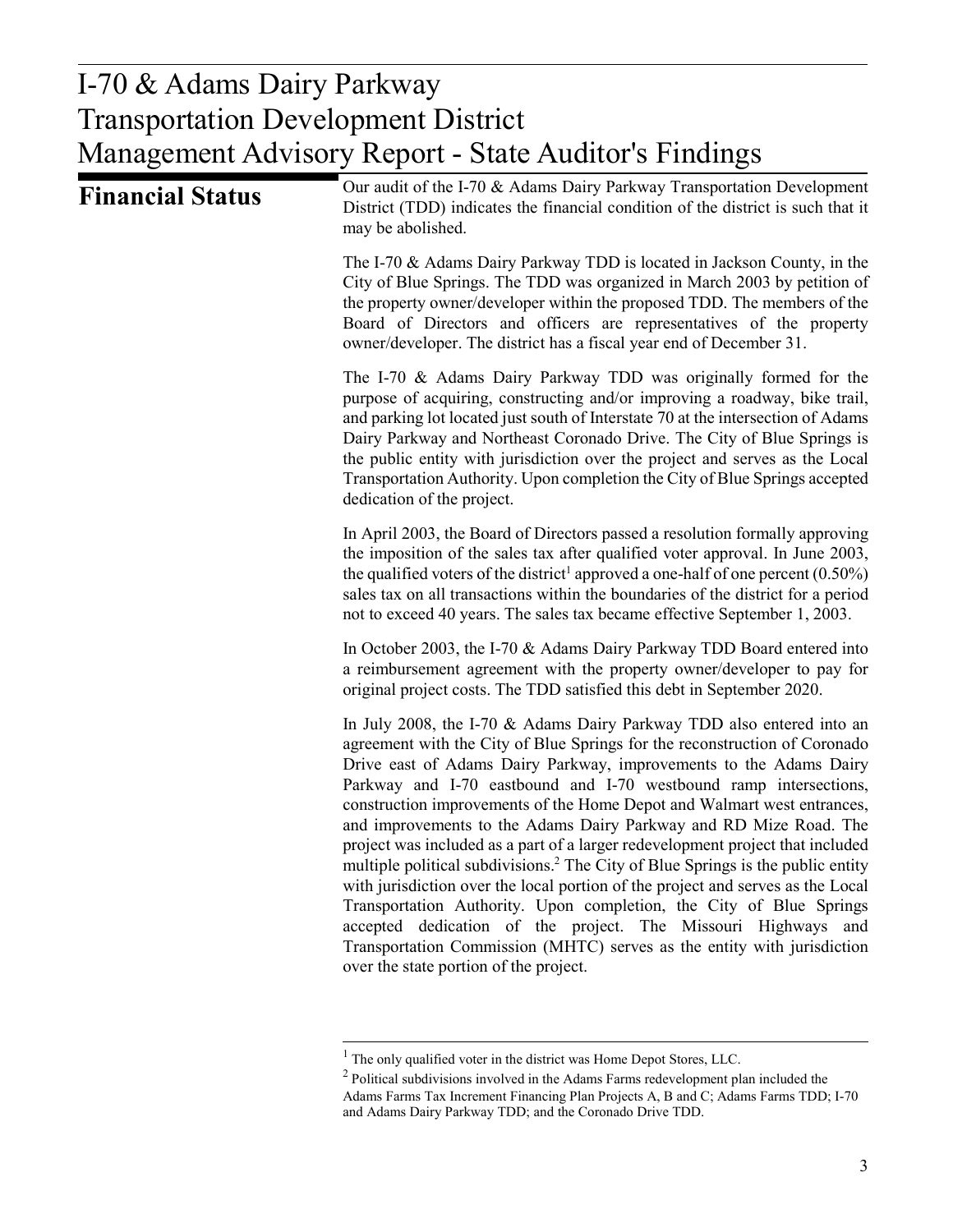# I-70 & Adams Dairy Parkway Transportation Development District Management Advisory Report - State Auditor's Findings

## Financial Status

Our audit of the I-70 & Adams Dairy Parkway Transportation Development District (TDD) indicates the financial condition of the district is such that it may be abolished.

The I-70 & Adams Dairy Parkway TDD is located in Jackson County, in the City of Blue Springs. The TDD was organized in March 2003 by petition of the property owner/developer within the proposed TDD. The members of the Board of Directors and officers are representatives of the property owner/developer. The district has a fiscal year end of December 31.

The I-70 & Adams Dairy Parkway TDD was originally formed for the purpose of acquiring, constructing and/or improving a roadway, bike trail, and parking lot located just south of Interstate 70 at the intersection of Adams Dairy Parkway and Northeast Coronado Drive. The City of Blue Springs is the public entity with jurisdiction over the project and serves as the Local Transportation Authority. Upon completion the City of Blue Springs accepted dedication of the project.

In April 2003, the Board of Directors passed a resolution formally approving the imposition of the sales tax after qualified voter approval. In June 2003, the qualified voters of the district[1] approved a one-half of one percent (0.50%) sales tax on all transactions within the boundaries of the district for a period not to exceed 40 years. The sales tax became effective September 1, 2003.

In October 2003, the I-70 & Adams Dairy Parkway TDD Board entered into a reimbursement agreement with the property owner/developer to pay for original project costs. The TDD satisfied this debt in September 2020.

In July 2008, the I-70 & Adams Dairy Parkway TDD also entered into an agreement with the City of Blue Springs for the reconstruction of Coronado Drive east of Adams Dairy Parkway, improvements to the Adams Dairy Parkway and I-70 eastbound and I-70 westbound ramp intersections, construction improvements of the Home Depot and Walmart west entrances, and improvements to the Adams Dairy Parkway and RD Mize Road. The project was included as a part of a larger redevelopment project that included multiple political subdivisions.[2] The City of Blue Springs is the public entity with jurisdiction over the local portion of the project and serves as the Local Transportation Authority. Upon completion, the City of Blue Springs accepted dedication of the project. The Missouri Highways and Transportation Commission (MHTC) serves as the entity with jurisdiction over the state portion of the project.

---

[1] The only qualified voter in the district was Home Depot Stores, LLC.

[2] Political subdivisions involved in the Adams Farms redevelopment plan included the Adams Farms Tax Increment Financing Plan Projects A, B and C; Adams Farms TDD; I-70 and Adams Dairy Parkway TDD; and the Coronado Drive TDD.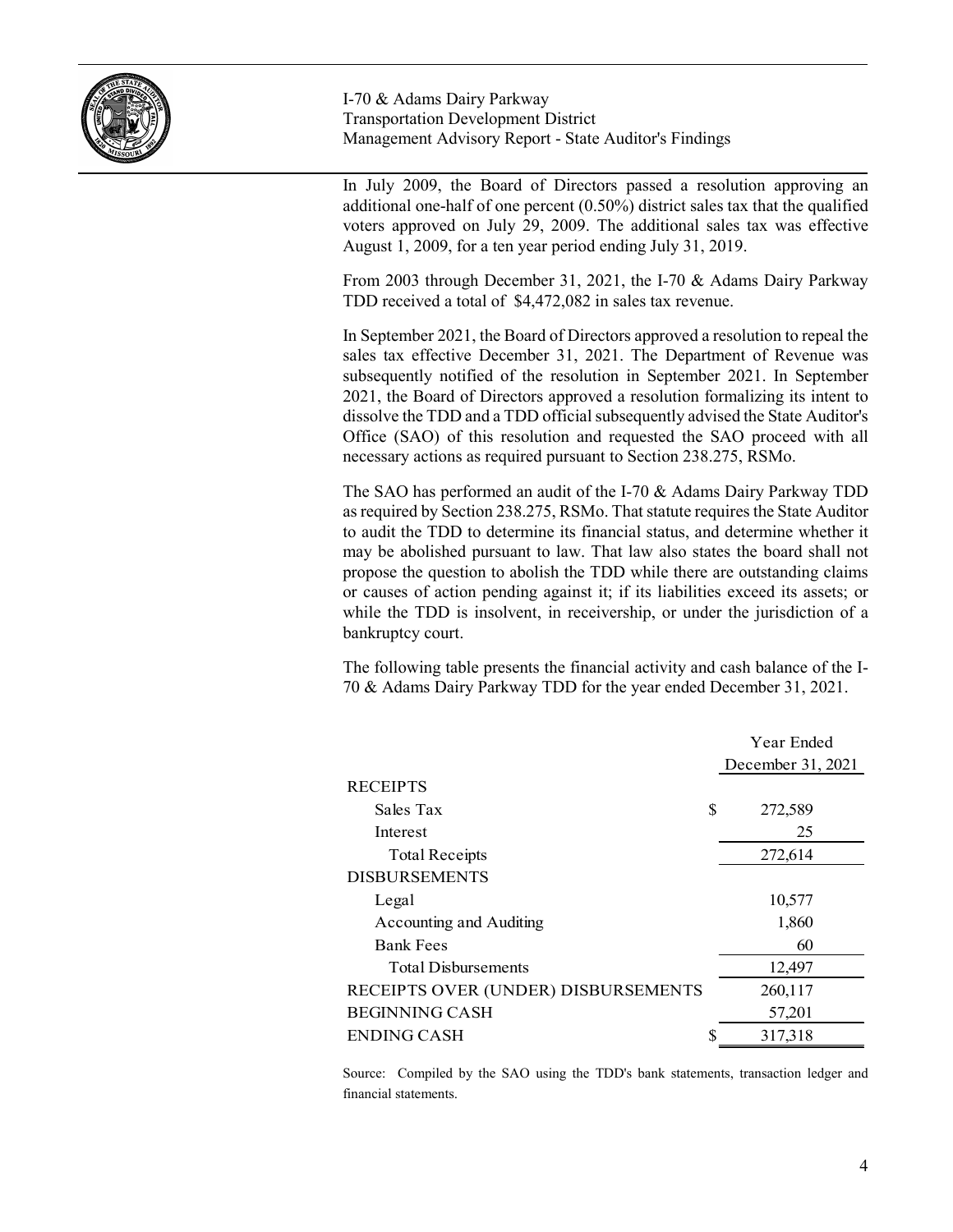In July 2009, the Board of Directors passed a resolution approving an additional one-half of one percent (0.50%) district sales tax that the qualified voters approved on July 29, 2009. The additional sales tax was effective August 1, 2009, for a ten year period ending July 31, 2019.

From 2003 through December 31, 2021, the I-70 & Adams Dairy Parkway TDD received a total of $4,472,082 in sales tax revenue.

In September 2021, the Board of Directors approved a resolution to repeal the sales tax effective December 31, 2021. The Department of Revenue was subsequently notified of the resolution in September 2021. In September 2021, the Board of Directors approved a resolution formalizing its intent to dissolve the TDD and a TDD official subsequently advised the State Auditor's Office (SAO) of this resolution and requested the SAO proceed with all necessary actions as required pursuant to Section 238.275, RSMo.

The SAO has performed an audit of the I-70 & Adams Dairy Parkway TDD as required by Section 238.275, RSMo. That statute requires the State Auditor to audit the TDD to determine its financial status, and determine whether it may be abolished pursuant to law. That law also states the board shall not propose the question to abolish the TDD while there are outstanding claims or causes of action pending against it; if its liabilities exceed its assets; or while the TDD is insolvent, in receivership, or under the jurisdiction of a bankruptcy court.

The following table presents the financial activity and cash balance of the I-70 & Adams Dairy Parkway TDD for the year ended December 31, 2021.

| | Year Ended December 31, 2021 |
|---|---|
| RECEIPTS | |
| Sales Tax | $ 272,589 |
| Interest | 25 |
| Total Receipts | 272,614 |
| DISBURSEMENTS | |
| Legal | 10,577 |
| Accounting and Auditing | 1,860 |
| Bank Fees | 60 |
| Total Disbursements | 12,497 |
| RECEIPTS OVER (UNDER) DISBURSEMENTS | 260,117 |
| BEGINNING CASH | 57,201 |
| ENDING CASH | $ 317,318 |

Source: Compiled by the SAO using the TDD's bank statements, transaction ledger and financial statements.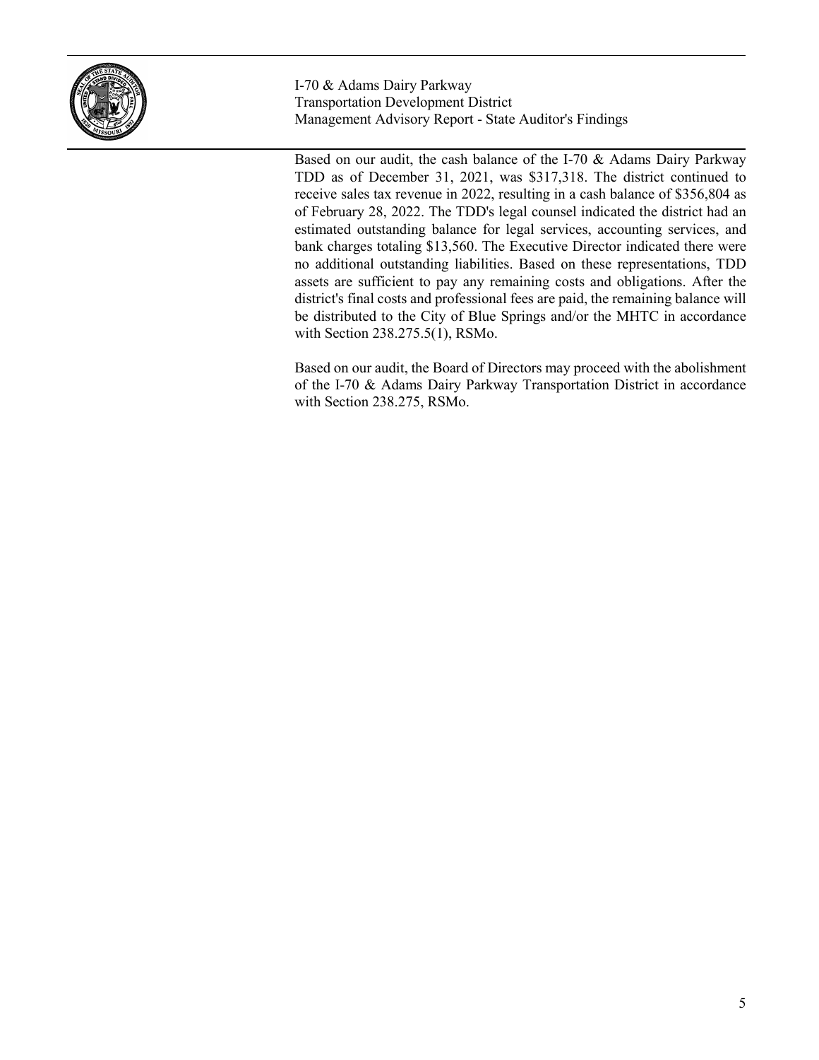Based on our audit, the cash balance of the I-70 & Adams Dairy Parkway TDD as of December 31, 2021, was $317,318. The district continued to receive sales tax revenue in 2022, resulting in a cash balance of $356,804 as of February 28, 2022. The TDD's legal counsel indicated the district had an estimated outstanding balance for legal services, accounting services, and bank charges totaling $13,560. The Executive Director indicated there were no additional outstanding liabilities. Based on these representations, TDD assets are sufficient to pay any remaining costs and obligations. After the district's final costs and professional fees are paid, the remaining balance will be distributed to the City of Blue Springs and/or the MHTC in accordance with Section 238.275.5(1), RSMo.

Based on our audit, the Board of Directors may proceed with the abolishment of the I-70 & Adams Dairy Parkway Transportation District in accordance with Section 238.275, RSMo.